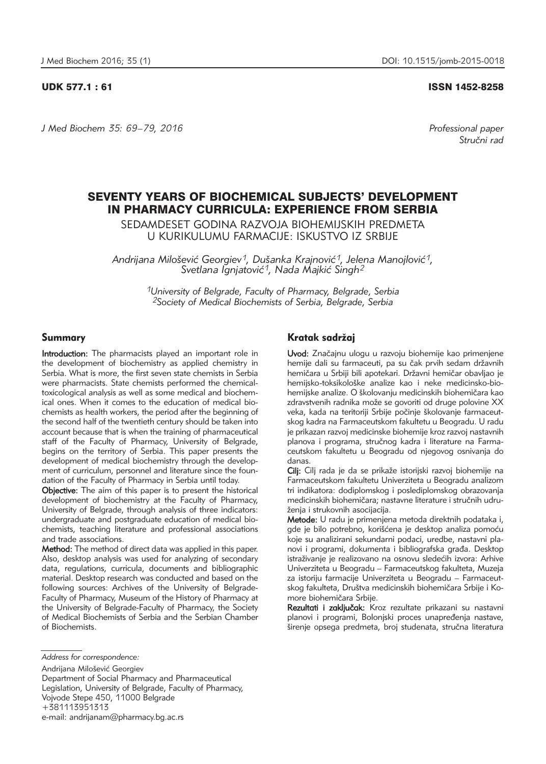UDK 577.1 : 61 ISSN 1452-8258

*J Med Biochem 35: 69–79, 2016*

*Professional paper*
*Stručni rad*

# SEVENTY YEARS OF BIOCHEMICAL SUBJECTS' DEVELOPMENT IN PHARMACY CURRICULA: EXPERIENCE FROM SERBIA

SEDAMDESET GODINA RAZVOJA BIOHEMIJSKIH PREDMETA U KURIKULUMU FARMACIJE: ISKUSTVO IZ SRBIJE

*Andrijana Milošević Georgiev[1], Dušanka Krajnović[1], Jelena Manojlović[1], Svetlana Ignjatović[1], Nada Majkić Singh[2]*

*[1]University of Belgrade, Faculty of Pharmacy, Belgrade, Serbia*
*[2]Society of Medical Biochemists of Serbia, Belgrade, Serbia*

## Summary

**Introduction:** The pharmacists played an important role in the development of biochemistry as applied chemistry in Serbia. What is more, the first seven state chemists in Serbia were pharmacists. State chemists performed the chemical-toxicological analysis as well as some medical and biochemical ones. When it comes to the education of medical biochemists as health workers, the period after the beginning of the second half of the twentieth century should be taken into account because that is when the training of pharmaceutical staff of the Faculty of Pharmacy, University of Belgrade, begins on the territory of Serbia. This paper presents the development of medical biochemistry through the development of curriculum, personnel and literature since the foundation of the Faculty of Pharmacy in Serbia until today.

**Objective:** The aim of this paper is to present the historical development of biochemistry at the Faculty of Pharmacy, University of Belgrade, through analysis of three indicators: undergraduate and postgraduate education of medical biochemists, teaching literature and professional associations and trade associations.

**Method:** The method of direct data was applied in this paper. Also, desktop analysis was used for analyzing of secondary data, regulations, curricula, documents and bibliographic material. Desktop research was conducted and based on the following sources: Archives of the University of Belgrade-Faculty of Pharmacy, Museum of the History of Pharmacy at the University of Belgrade-Faculty of Pharmacy, the Society of Medical Biochemists of Serbia and the Serbian Chamber of Biochemists.

## Kratak sadržaj

**Uvod:** Značajnu ulogu u razvoju biohemije kao primenjene hemije dali su farmaceuti, pa su čak prvih sedam državnih hemičara u Srbiji bili apotekari. Državni hemičar obavljao je hemijsko-toksikološke analize kao i neke medicinsko-biohemijske analize. O školovanju medicinskih biohemičara kao zdravstvenih radnika može se govoriti od druge polovine XX veka, kada na teritoriji Srbije počinje školovanje farmaceutskog kadra na Farmaceutskom fakultetu u Beogradu. U radu je prikazan razvoj medicinske biohemije kroz razvoj nastavnih planova i programa, stručnog kadra i literature na Farmaceutskom fakultetu u Beogradu od njegovog osnivanja do danas.

**Cilj:** Cilj rada je da se prikaže istorijski razvoj biohemije na Farmaceutskom fakultetu Univerziteta u Beogradu analizom tri indikatora: dodiplomskog i poslediplomskog obrazovanja medicinskih biohemičara; nastavne literature i stručnih udruženja i strukovnih asocijacija.

**Metode:** U radu je primenjena metoda direktnih podataka i, gde je bilo potrebno, korišćena je desktop analiza pomoću koje su analizirani sekundarni podaci, uredbe, nastavni planovi i programi, dokumenta i bibliografska građa. Desktop istraživanje je realizovano na osnovu sledećih izvora: Arhive Univerziteta u Beogradu – Farmaceutskog fakulteta, Muzeja za istoriju farmacije Univerziteta u Beogradu – Farmaceutskog fakulteta, Društva medicinskih biohemičara Srbije i Komore biohemičara Srbije.

**Rezultati i zaključak:** Kroz rezultate prikazani su nastavni planovi i programi, Bolonjski proces unapređenja nastave, širenje opsega predmeta, broj studenata, stručna literatura

*Address for correspondence:*

Andrijana Milošević Georgiev
Department of Social Pharmacy and Pharmaceutical Legislation, University of Belgrade, Faculty of Pharmacy, Vojvode Stepe 450, 11000 Belgrade
+381113951313
e-mail: andrijanam@pharmacy.bg.ac.rs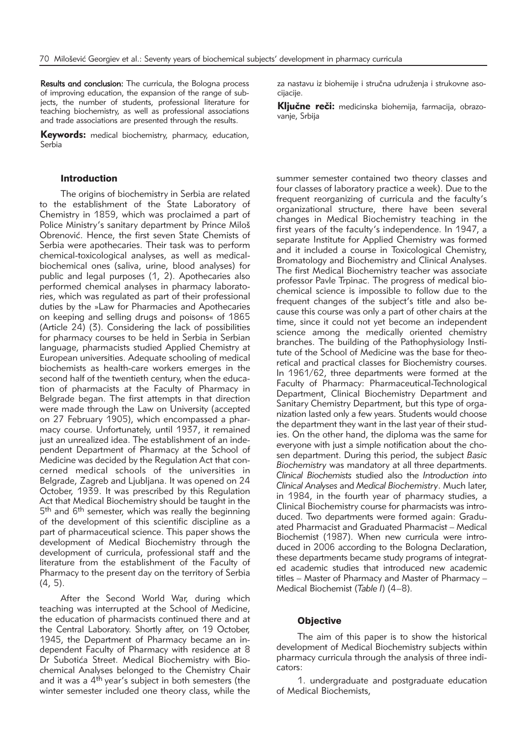**Results and conclusion:** The curricula, the Bologna process of improving education, the expansion of the range of subjects, the number of students, professional literature for teaching biochemistry, as well as professional associations and trade associations are presented through the results.

**Keywords:** medical biochemistry, pharmacy, education, Serbia

za nastavu iz biohemije i stručna udruženja i strukovne asocijacije.

**Ključne reči:** medicinska biohemija, farmacija, obrazovanje, Srbija

## Introduction

The origins of biochemistry in Serbia are related to the establishment of the State Laboratory of Chemistry in 1859, which was proclaimed a part of Police Ministry's sanitary department by Prince Miloš Obrenović. Hence, the first seven State Chemists of Serbia were apothecaries. Their task was to perform chemical-toxicological analyses, as well as medical-biochemical ones (saliva, urine, blood analyses) for public and legal purposes (1, 2). Apothecaries also performed chemical analyses in pharmacy laboratories, which was regulated as part of their professional duties by the »Law for Pharmacies and Apothecaries on keeping and selling drugs and poisons« of 1865 (Article 24) (3). Considering the lack of possibilities for pharmacy courses to be held in Serbia in Serbian language, pharmacists studied Applied Chemistry at European universities. Adequate schooling of medical biochemists as health-care workers emerges in the second half of the twentieth century, when the education of pharmacists at the Faculty of Pharmacy in Belgrade began. The first attempts in that direction were made through the Law on University (accepted on 27 February 1905), which encompassed a pharmacy course. Unfortunately, until 1937, it remained just an unrealized idea. The establishment of an independent Department of Pharmacy at the School of Medicine was decided by the Regulation Act that concerned medical schools of the universities in Belgrade, Zagreb and Ljubljana. It was opened on 24 October, 1939. It was prescribed by this Regulation Act that Medical Biochemistry should be taught in the 5th and 6th semester, which was really the beginning of the development of this scientific discipline as a part of pharmaceutical science. This paper shows the development of Medical Biochemistry through the development of curricula, professional staff and the literature from the establishment of the Faculty of Pharmacy to the present day on the territory of Serbia (4, 5).

After the Second World War, during which teaching was interrupted at the School of Medicine, the education of pharmacists continued there and at the Central Laboratory. Shortly after, on 19 October, 1945, the Department of Pharmacy became an independent Faculty of Pharmacy with residence at 8 Dr Subotića Street. Medical Biochemistry with Biochemical Analyses belonged to the Chemistry Chair and it was a 4th year's subject in both semesters (the winter semester included one theory class, while the summer semester contained two theory classes and four classes of laboratory practice a week). Due to the frequent reorganizing of curricula and the faculty's organizational structure, there have been several changes in Medical Biochemistry teaching in the first years of the faculty's independence. In 1947, a separate Institute for Applied Chemistry was formed and it included a course in Toxicological Chemistry, Bromatology and Biochemistry and Clinical Analyses. The first Medical Biochemistry teacher was associate professor Pavle Trpinac. The progress of medical biochemical science is impossible to follow due to the frequent changes of the subject's title and also because this course was only a part of other chairs at the time, since it could not yet become an independent science among the medically oriented chemistry branches. The building of the Pathophysiology Institute of the School of Medicine was the base for theoretical and practical classes for Biochemistry courses. In 1961/62, three departments were formed at the Faculty of Pharmacy: Pharmaceutical-Technological Department, Clinical Biochemistry Department and Sanitary Chemistry Department, but this type of organization lasted only a few years. Students would choose the department they want in the last year of their studies. On the other hand, the diploma was the same for everyone with just a simple notification about the chosen department. During this period, the subject *Basic Biochemistry* was mandatory at all three departments. *Clinical Biochemists* studied also the *Introduction into Clinical Analyses* and *Medical Biochemistry*. Much later, in 1984, in the fourth year of pharmacy studies, a Clinical Biochemistry course for pharmacists was introduced. Two departments were formed again: Graduated Pharmacist and Graduated Pharmacist – Medical Biochemist (1987). When new curricula were introduced in 2006 according to the Bologna Declaration, these departments became study programs of integrated academic studies that introduced new academic titles – Master of Pharmacy and Master of Pharmacy – Medical Biochemist (*Table I*) (4–8).

## Objective

The aim of this paper is to show the historical development of Medical Biochemistry subjects within pharmacy curricula through the analysis of three indicators:

1. undergraduate and postgraduate education of Medical Biochemists,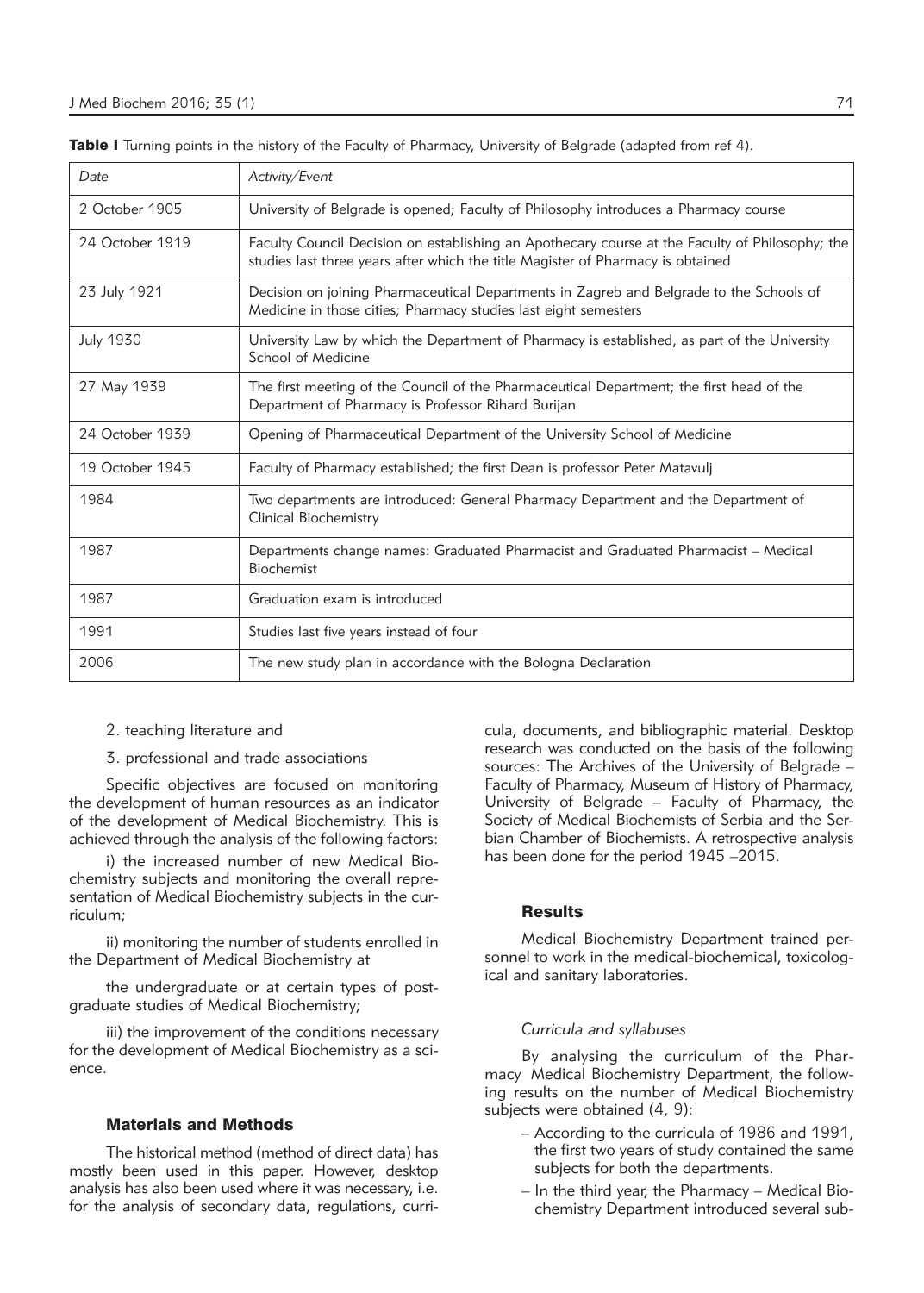**Table I** Turning points in the history of the Faculty of Pharmacy, University of Belgrade (adapted from ref 4).

| *Date* | *Activity/Event* |
|---|---|
| 2 October 1905 | University of Belgrade is opened; Faculty of Philosophy introduces a Pharmacy course |
| 24 October 1919 | Faculty Council Decision on establishing an Apothecary course at the Faculty of Philosophy; the studies last three years after which the title Magister of Pharmacy is obtained |
| 23 July 1921 | Decision on joining Pharmaceutical Departments in Zagreb and Belgrade to the Schools of Medicine in those cities; Pharmacy studies last eight semesters |
| July 1930 | University Law by which the Department of Pharmacy is established, as part of the University School of Medicine |
| 27 May 1939 | The first meeting of the Council of the Pharmaceutical Department; the first head of the Department of Pharmacy is Professor Rihard Burijan |
| 24 October 1939 | Opening of Pharmaceutical Department of the University School of Medicine |
| 19 October 1945 | Faculty of Pharmacy established; the first Dean is professor Peter Matavulj |
| 1984 | Two departments are introduced: General Pharmacy Department and the Department of Clinical Biochemistry |
| 1987 | Departments change names: Graduated Pharmacist and Graduated Pharmacist – Medical Biochemist |
| 1987 | Graduation exam is introduced |
| 1991 | Studies last five years instead of four |
| 2006 | The new study plan in accordance with the Bologna Declaration |

2. teaching literature and

3. professional and trade associations

Specific objectives are focused on monitoring the development of human resources as an indicator of the development of Medical Biochemistry. This is achieved through the analysis of the following factors:

i) the increased number of new Medical Biochemistry subjects and monitoring the overall representation of Medical Biochemistry subjects in the curriculum;

ii) monitoring the number of students enrolled in the Department of Medical Biochemistry at

the undergraduate or at certain types of postgraduate studies of Medical Biochemistry;

iii) the improvement of the conditions necessary for the development of Medical Biochemistry as a science.

## Materials and Methods

The historical method (method of direct data) has mostly been used in this paper. However, desktop analysis has also been used where it was necessary, i.e. for the analysis of secondary data, regulations, curricula, documents, and bibliographic material. Desktop research was conducted on the basis of the following sources: The Archives of the University of Belgrade – Faculty of Pharmacy, Museum of History of Pharmacy, University of Belgrade – Faculty of Pharmacy, the Society of Medical Biochemists of Serbia and the Serbian Chamber of Biochemists. A retrospective analysis has been done for the period 1945 –2015.

## Results

Medical Biochemistry Department trained personnel to work in the medical-biochemical, toxicological and sanitary laboratories.

### *Curricula and syllabuses*

By analysing the curriculum of the Pharmacy Medical Biochemistry Department, the following results on the number of Medical Biochemistry subjects were obtained (4, 9):

- According to the curricula of 1986 and 1991, the first two years of study contained the same subjects for both the departments.
- In the third year, the Pharmacy – Medical Biochemistry Department introduced several sub-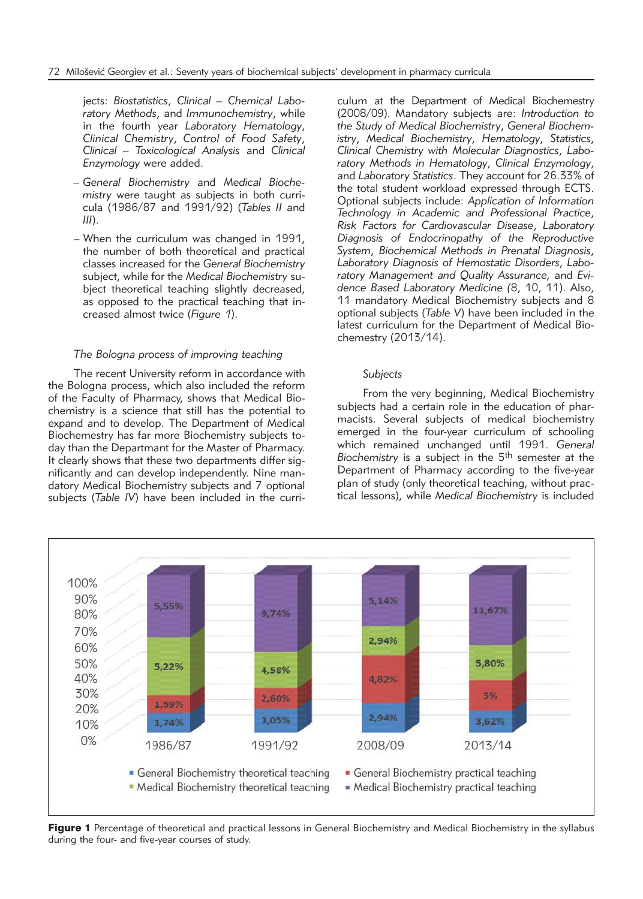jects: *Biostatistics*, *Clinical – Chemical Laboratory Methods*, and *Immunochemistry*, while in the fourth year *Laboratory Hematology*, *Clinical Chemistry*, *Control of Food Safety*, *Clinical – Toxicological Analysis* and *Clinical Enzymology* were added.

– *General Biochemistry* and *Medical Biochemistry* were taught as subjects in both curricula (1986/87 and 1991/92) (*Tables II* and *III*).

– When the curriculum was changed in 1991, the number of both theoretical and practical classes increased for the *General Biochemistry* subject, while for the *Medical Biochemistry* subject theoretical teaching slightly decreased, as opposed to the practical teaching that increased almost twice (*Figure 1*).

### *The Bologna process of improving teaching*

The recent University reform in accordance with the Bologna process, which also included the reform of the Faculty of Pharmacy, shows that Medical Biochemistry is a science that still has the potential to expand and to develop. The Department of Medical Biochemestry has far more Biochemistry subjects today than the Department for the Master of Pharmacy. It clearly shows that these two departments differ significantly and can develop independently. Nine mandatory Medical Biochemistry subjects and 7 optional subjects (*Table IV*) have been included in the curriculum at the Department of Medical Biochemestry (2008/09). Mandatory subjects are: *Introduction to the Study of Medical Biochemistry*, *General Biochemistry*, *Medical Biochemistry*, *Hematology*, *Statistics*, *Clinical Chemistry with Molecular Diagnostics*, *Laboratory Methods in Hematology*, *Clinical Enzymology*, and *Laboratory Statistics*. They account for 26.33% of the total student workload expressed through ECTS. Optional subjects include: *Application of Information Technology in Academic and Professional Practice*, *Risk Factors for Cardiovascular Disease*, *Laboratory Diagnosis of Endocrinopathy of the Reproductive System*, *Biochemical Methods in Prenatal Diagnosis*, *Laboratory Diagnosis of Hemostatic Disorders*, *Laboratory Management and Quality Assurance*, and *Evidence Based Laboratory Medicine* (8, 10, 11). Also, 11 mandatory Medical Biochemistry subjects and 8 optional subjects (*Table V*) have been included in the latest curriculum for the Department of Medical Biochemestry (2013/14).

### *Subjects*

From the very beginning, Medical Biochemistry subjects had a certain role in the education of pharmacists. Several subjects of medical biochemistry emerged in the four-year curriculum of schooling which remained unchanged until 1991. *General Biochemistry* is a subject in the 5th semester at the Department of Pharmacy according to the five-year plan of study (only theoretical teaching, without practical lessons), while *Medical Biochemistry* is included

| | 1986/87 | 1991/92 | 2008/09 | 2013/14 |
|---|---|---|---|---|
| General Biochemistry theoretical teaching | 1,74% | 3,05% | 2,94% | 3,62% |
| General Biochemistry practical teaching | 1,59% | 2,60% | 4,82% | 5% |
| Medical Biochemistry theoretical teaching | 5,22% | 4,58% | 2,94% | 5,80% |
| Medical Biochemistry practical teaching | 5,55% | 9,74% | 5,14% | 11,67% |

**Figure 1** Percentage of theoretical and practical lessons in General Biochemistry and Medical Biochemistry in the syllabus during the four- and five-year courses of study.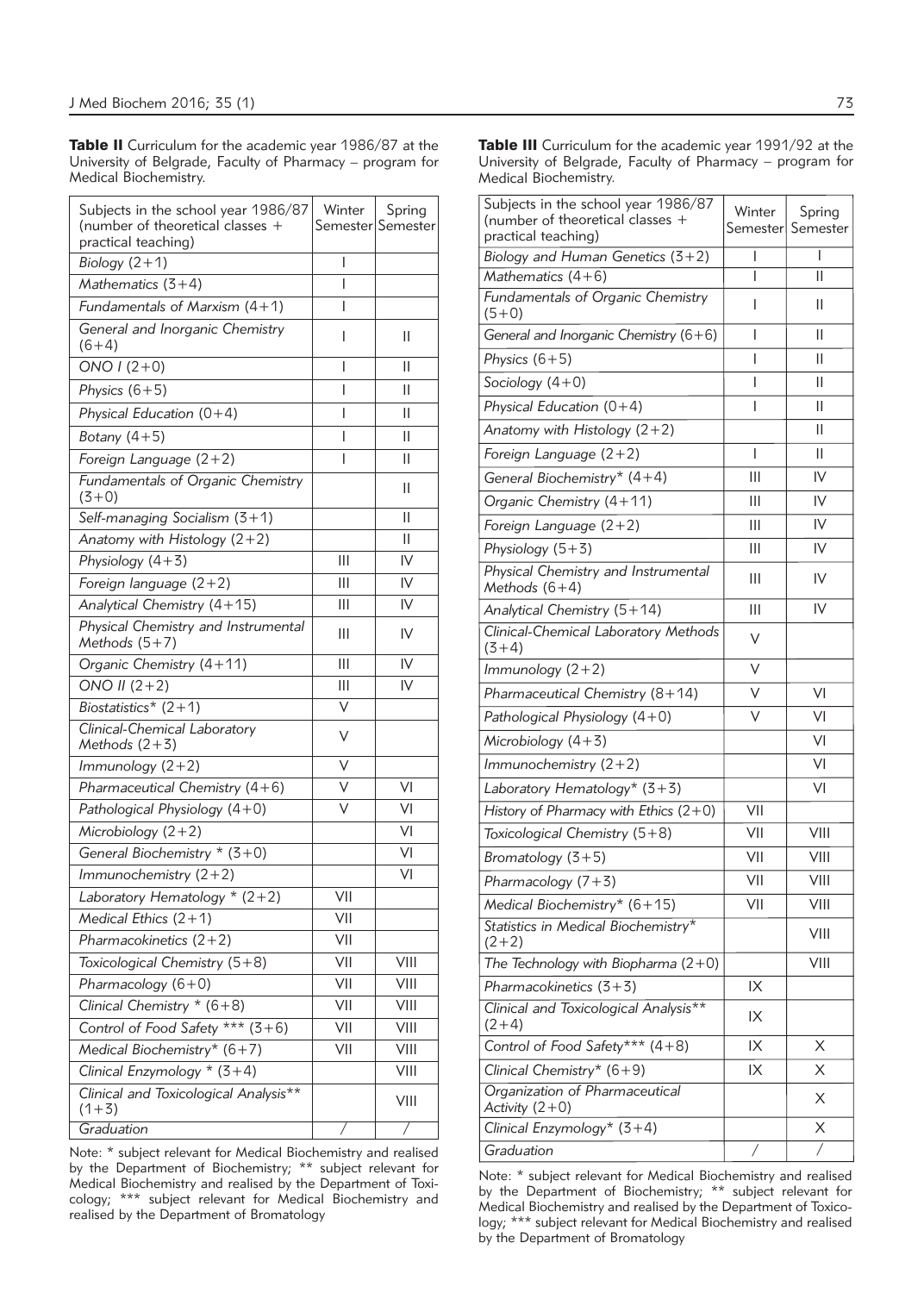**Table II** Curriculum for the academic year 1986/87 at the University of Belgrade, Faculty of Pharmacy – program for Medical Biochemistry.

| Subjects in the school year 1986/87 (number of theoretical classes + practical teaching) | Winter Semester | Spring Semester |
|---|---|---|
| *Biology (2+1)* | I | |
| *Mathematics (3+4)* | I | |
| *Fundamentals of Marxism (4+1)* | I | |
| *General and Inorganic Chemistry (6+4)* | I | II |
| *ONO I (2+0)* | I | II |
| *Physics (6+5)* | I | II |
| *Physical Education (0+4)* | I | II |
| *Botany (4+5)* | I | II |
| *Foreign Language (2+2)* | I | II |
| *Fundamentals of Organic Chemistry (3+0)* | | II |
| *Self-managing Socialism (3+1)* | | II |
| *Anatomy with Histology (2+2)* | | II |
| *Physiology (4+3)* | III | IV |
| *Foreign language (2+2)* | III | IV |
| *Analytical Chemistry (4+15)* | III | IV |
| *Physical Chemistry and Instrumental Methods (5+7)* | III | IV |
| *Organic Chemistry (4+11)* | III | IV |
| *ONO II (2+2)* | III | IV |
| *Biostatistics* (2+1)* | V | |
| *Clinical-Chemical Laboratory Methods (2+3)* | V | |
| *Immunology (2+2)* | V | |
| *Pharmaceutical Chemistry (4+6)* | V | VI |
| *Pathological Physiology (4+0)* | V | VI |
| *Microbiology (2+2)* | | VI |
| *General Biochemistry * (3+0)* | | VI |
| *Immunochemistry (2+2)* | | VI |
| *Laboratory Hematology * (2+2)* | VII | |
| *Medical Ethics (2+1)* | VII | |
| *Pharmacokinetics (2+2)* | VII | |
| *Toxicological Chemistry (5+8)* | VII | VIII |
| *Pharmacology (6+0)* | VII | VIII |
| *Clinical Chemistry * (6+8)* | VII | VIII |
| *Control of Food Safety *** (3+6)* | VII | VIII |
| *Medical Biochemistry* (6+7)* | VII | VIII |
| *Clinical Enzymology * (3+4)* | | VIII |
| *Clinical and Toxicological Analysis** (1+3)* | | VIII |
| *Graduation* | / | / |

Note: * subject relevant for Medical Biochemistry and realised by the Department of Biochemistry; ** subject relevant for Medical Biochemistry and realised by the Department of Toxicology; *** subject relevant for Medical Biochemistry and realised by the Department of Bromatology

**Table III** Curriculum for the academic year 1991/92 at the University of Belgrade, Faculty of Pharmacy – program for Medical Biochemistry.

| Subjects in the school year 1986/87 (number of theoretical classes + practical teaching) | Winter Semester | Spring Semester |
|---|---|---|
| *Biology and Human Genetics (3+2)* | I | I |
| *Mathematics (4+6)* | I | II |
| *Fundamentals of Organic Chemistry (5+0)* | I | II |
| *General and Inorganic Chemistry (6+6)* | I | II |
| *Physics (6+5)* | I | II |
| *Sociology (4+0)* | I | II |
| *Physical Education (0+4)* | I | II |
| *Anatomy with Histology (2+2)* | | II |
| *Foreign Language (2+2)* | I | II |
| *General Biochemistry* (4+4)* | III | IV |
| *Organic Chemistry (4+11)* | III | IV |
| *Foreign Language (2+2)* | III | IV |
| *Physiology (5+3)* | III | IV |
| *Physical Chemistry and Instrumental Methods (6+4)* | III | IV |
| *Analytical Chemistry (5+14)* | III | IV |
| *Clinical-Chemical Laboratory Methods (3+4)* | V | |
| *Immunology (2+2)* | V | |
| *Pharmaceutical Chemistry (8+14)* | V | VI |
| *Pathological Physiology (4+0)* | V | VI |
| *Microbiology (4+3)* | | VI |
| *Immunochemistry (2+2)* | | VI |
| *Laboratory Hematology* (3+3)* | | VI |
| *History of Pharmacy with Ethics (2+0)* | VII | |
| *Toxicological Chemistry (5+8)* | VII | VIII |
| *Bromatology (3+5)* | VII | VIII |
| *Pharmacology (7+3)* | VII | VIII |
| *Medical Biochemistry* (6+15)* | VII | VIII |
| *Statistics in Medical Biochemistry* (2+2)* | | VIII |
| *The Technology with Biopharma (2+0)* | | VIII |
| *Pharmacokinetics (3+3)* | IX | |
| *Clinical and Toxicological Analysis** (2+4)* | IX | |
| *Control of Food Safety*** (4+8)* | IX | X |
| *Clinical Chemistry* (6+9)* | IX | X |
| *Organization of Pharmaceutical Activity (2+0)* | | X |
| *Clinical Enzymology* (3+4)* | | X |
| *Graduation* | / | / |

Note: * subject relevant for Medical Biochemistry and realised by the Department of Biochemistry; ** subject relevant for Medical Biochemistry and realised by the Department of Toxicology; *** subject relevant for Medical Biochemistry and realised by the Department of Bromatology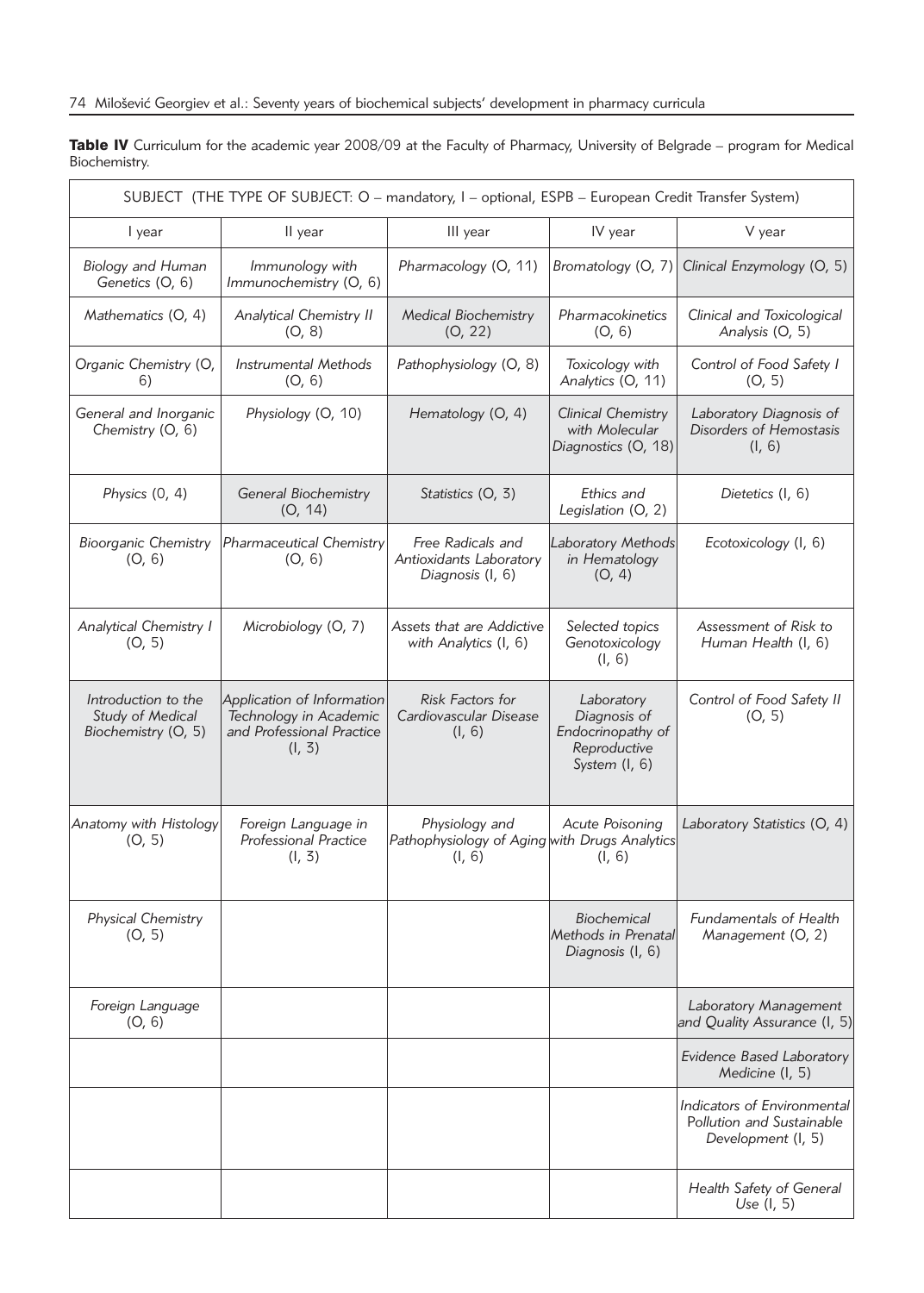**Table IV** Curriculum for the academic year 2008/09 at the Faculty of Pharmacy, University of Belgrade – program for Medical Biochemistry.

| SUBJECT (THE TYPE OF SUBJECT: O – mandatory, I – optional, ESPB – European Credit Transfer System) | | | | |
|---|---|---|---|---|
| I year | II year | III year | IV year | V year |
| *Biology and Human Genetics* (O, 6) | *Immunology with Immunochemistry* (O, 6) | *Pharmacology* (O, 11) | *Bromatology* (O, 7) | *Clinical Enzymology* (O, 5) |
| *Mathematics* (O, 4) | *Analytical Chemistry II* (O, 8) | *Medical Biochemistry* (O, 22) | *Pharmacokinetics* (O, 6) | *Clinical and Toxicological Analysis* (O, 5) |
| *Organic Chemistry* (O, 6) | *Instrumental Methods* (O, 6) | *Pathophysiology* (O, 8) | *Toxicology with Analytics* (O, 11) | *Control of Food Safety I* (O, 5) |
| *General and Inorganic Chemistry* (O, 6) | *Physiology* (O, 10) | *Hematology* (O, 4) | *Clinical Chemistry with Molecular Diagnostics* (O, 18) | *Laboratory Diagnosis of Disorders of Hemostasis* (I, 6) |
| *Physics* (0, 4) | *General Biochemistry* (O, 14) | *Statistics* (O, 3) | *Ethics and Legislation* (O, 2) | *Dietetics* (I, 6) |
| *Bioorganic Chemistry* (O, 6) | *Pharmaceutical Chemistry* (O, 6) | *Free Radicals and Antioxidants Laboratory Diagnosis* (I, 6) | *Laboratory Methods in Hematology* (O, 4) | *Ecotoxicology* (I, 6) |
| *Analytical Chemistry I* (O, 5) | *Microbiology* (O, 7) | *Assets that are Addictive with Analytics* (I, 6) | *Selected topics Genotoxicology* (I, 6) | *Assessment of Risk to Human Health* (I, 6) |
| *Introduction to the Study of Medical Biochemistry* (O, 5) | *Application of Information Technology in Academic and Professional Practice* (I, 3) | *Risk Factors for Cardiovascular Disease* (I, 6) | *Laboratory Diagnosis of Endocrinopathy of Reproductive System* (I, 6) | *Control of Food Safety II* (O, 5) |
| *Anatomy with Histology* (O, 5) | *Foreign Language in Professional Practice* (I, 3) | *Physiology and Pathophysiology of Aging* (I, 6) | *Acute Poisoning with Drugs Analytics* (I, 6) | *Laboratory Statistics* (O, 4) |
| *Physical Chemistry* (O, 5) | | | *Biochemical Methods in Prenatal Diagnosis* (I, 6) | *Fundamentals of Health Management* (O, 2) |
| *Foreign Language* (O, 6) | | | | *Laboratory Management and Quality Assurance* (I, 5) |
| | | | | *Evidence Based Laboratory Medicine* (I, 5) |
| | | | | *Indicators of Environmental Pollution and Sustainable Development* (I, 5) |
| | | | | *Health Safety of General Use* (I, 5) |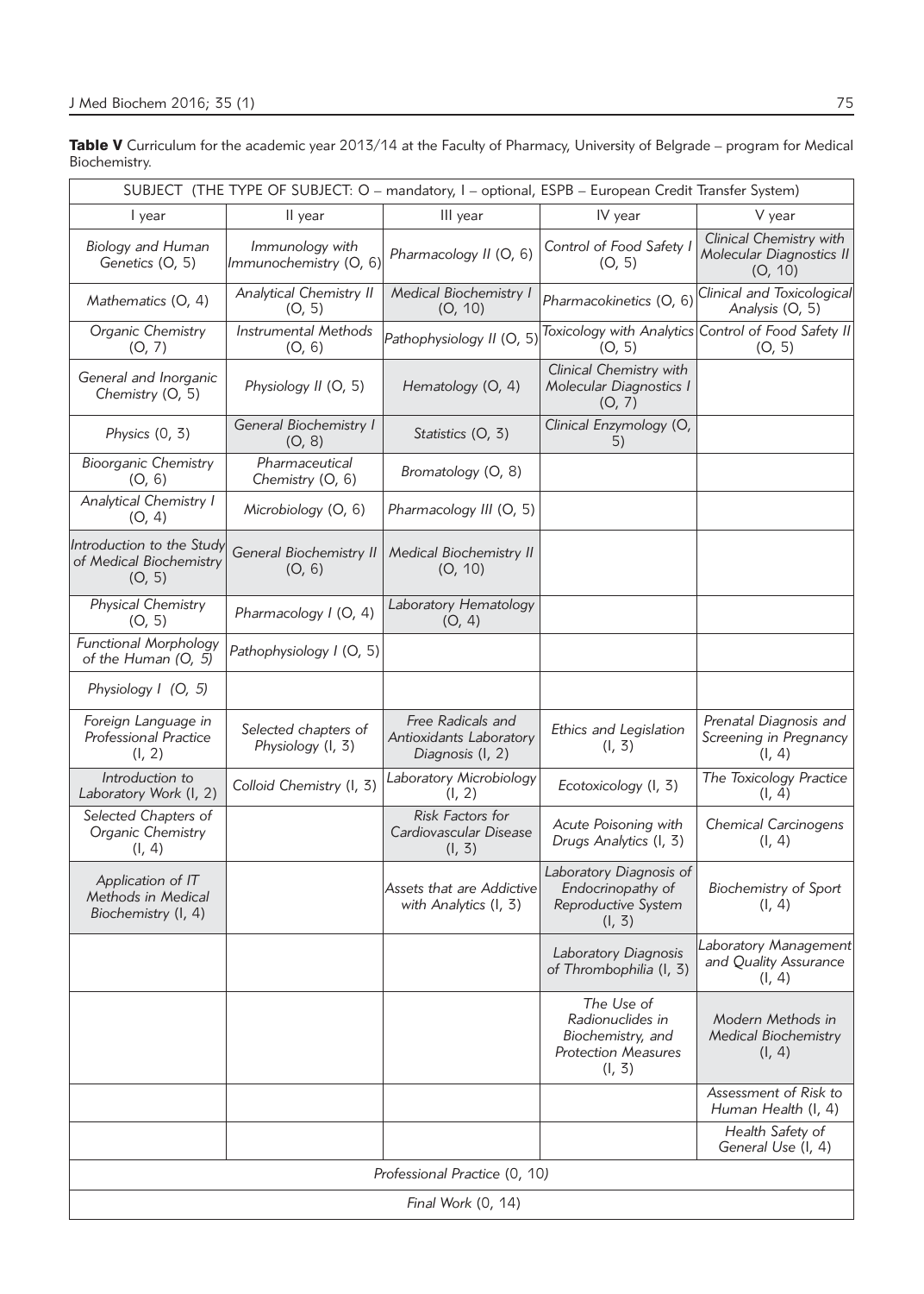**Table V** Curriculum for the academic year 2013/14 at the Faculty of Pharmacy, University of Belgrade – program for Medical Biochemistry.

| SUBJECT (THE TYPE OF SUBJECT: O – mandatory, I – optional, ESPB – European Credit Transfer System) | | | | |
|---|---|---|---|---|
| I year | II year | III year | IV year | V year |
| *Biology and Human Genetics (O, 5)* | *Immunology with Immunochemistry (O, 6)* | *Pharmacology II (O, 6)* | *Control of Food Safety I (O, 5)* | *Clinical Chemistry with Molecular Diagnostics II (O, 10)* |
| *Mathematics (O, 4)* | *Analytical Chemistry II (O, 5)* | *Medical Biochemistry I (O, 10)* | *Pharmacokinetics (O, 6)* | *Clinical and Toxicological Analysis (O, 5)* |
| *Organic Chemistry (O, 7)* | *Instrumental Methods (O, 6)* | *Pathophysiology II (O, 5)* | *Toxicology with Analytics (O, 5)* | *Control of Food Safety II (O, 5)* |
| *General and Inorganic Chemistry (O, 5)* | *Physiology II (O, 5)* | *Hematology (O, 4)* | *Clinical Chemistry with Molecular Diagnostics I (O, 7)* | |
| *Physics (0, 3)* | *General Biochemistry I (O, 8)* | *Statistics (O, 3)* | *Clinical Enzymology (O, 5)* | |
| *Bioorganic Chemistry (O, 6)* | *Pharmaceutical Chemistry (O, 6)* | *Bromatology (O, 8)* | | |
| *Analytical Chemistry I (O, 4)* | *Microbiology (O, 6)* | *Pharmacology III (O, 5)* | | |
| *Introduction to the Study of Medical Biochemistry (O, 5)* | *General Biochemistry II (O, 6)* | *Medical Biochemistry II (O, 10)* | | |
| *Physical Chemistry (O, 5)* | *Pharmacology I (O, 4)* | *Laboratory Hematology (O, 4)* | | |
| *Functional Morphology of the Human (O, 5)* | *Pathophysiology I (O, 5)* | | | |
| *Physiology I (O, 5)* | | | | |
| *Foreign Language in Professional Practice (I, 2)* | *Selected chapters of Physiology (I, 3)* | *Free Radicals and Antioxidants Laboratory Diagnosis (I, 2)* | *Ethics and Legislation (I, 3)* | *Prenatal Diagnosis and Screening in Pregnancy (I, 4)* |
| *Introduction to Laboratory Work (I, 2)* | *Colloid Chemistry (I, 3)* | *Laboratory Microbiology (I, 2)* | *Ecotoxicology (I, 3)* | *The Toxicology Practice (I, 4)* |
| *Selected Chapters of Organic Chemistry (I, 4)* | | *Risk Factors for Cardiovascular Disease (I, 3)* | *Acute Poisoning with Drugs Analytics (I, 3)* | *Chemical Carcinogens (I, 4)* |
| *Application of IT Methods in Medical Biochemistry (I, 4)* | | *Assets that are Addictive with Analytics (I, 3)* | *Laboratory Diagnosis of Endocrinopathy of Reproductive System (I, 3)* | *Biochemistry of Sport (I, 4)* |
| | | | *Laboratory Diagnosis of Thrombophilia (I, 3)* | *Laboratory Management and Quality Assurance (I, 4)* |
| | | | *The Use of Radionuclides in Biochemistry, and Protection Measures (I, 3)* | *Modern Methods in Medical Biochemistry (I, 4)* |
| | | | | *Assessment of Risk to Human Health (I, 4)* |
| | | | | *Health Safety of General Use (I, 4)* |
| *Professional Practice (0, 10)* | | | | |
| *Final Work (0, 14)* | | | | |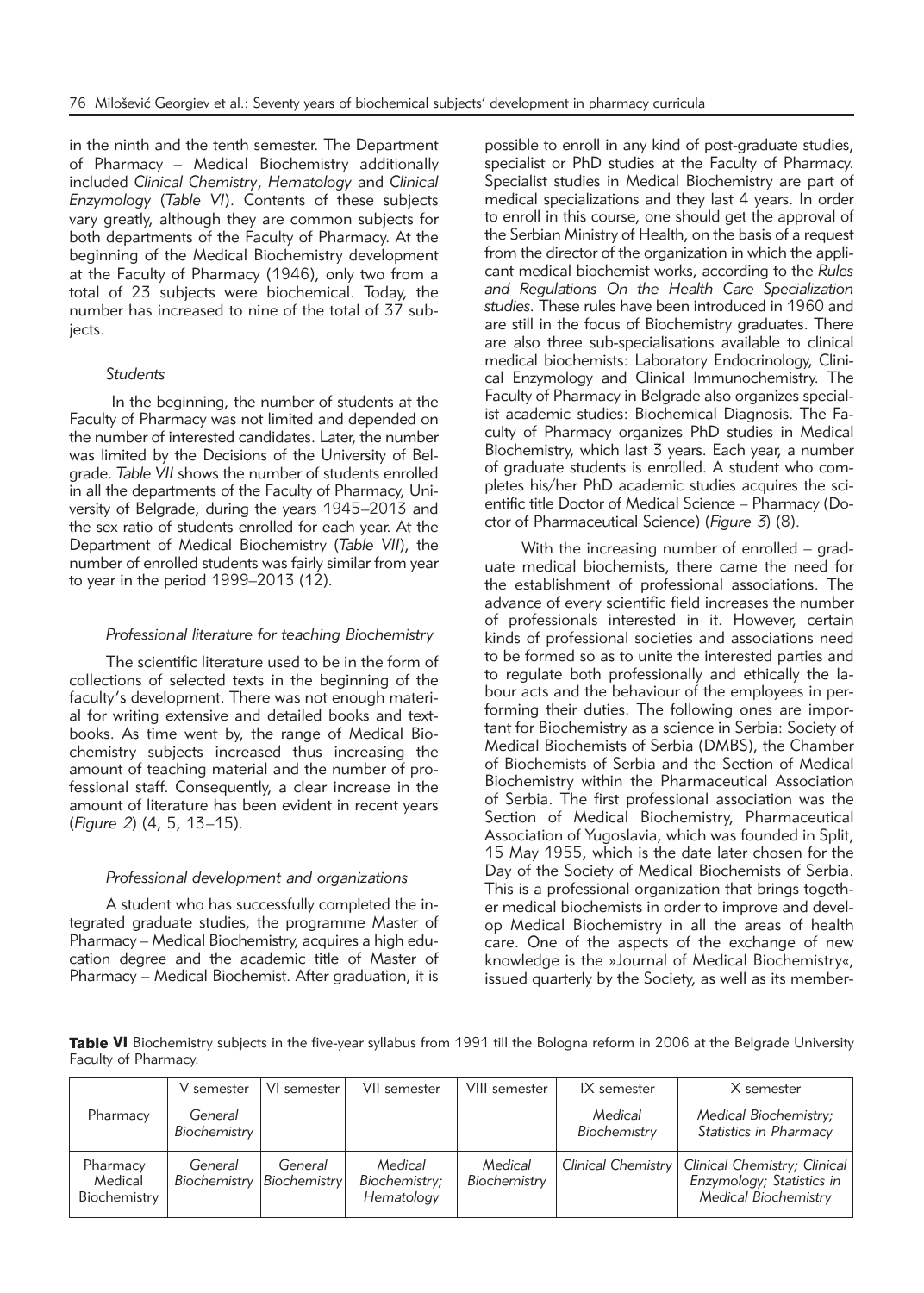in the ninth and the tenth semester. The Department of Pharmacy – Medical Biochemistry additionally included *Clinical Chemistry*, *Hematology* and *Clinical Enzymology* (*Table VI*). Contents of these subjects vary greatly, although they are common subjects for both departments of the Faculty of Pharmacy. At the beginning of the Medical Biochemistry development at the Faculty of Pharmacy (1946), only two from a total of 23 subjects were biochemical. Today, the number has increased to nine of the total of 37 subjects.

### *Students*

In the beginning, the number of students at the Faculty of Pharmacy was not limited and depended on the number of interested candidates. Later, the number was limited by the Decisions of the University of Belgrade. *Table VII* shows the number of students enrolled in all the departments of the Faculty of Pharmacy, University of Belgrade, during the years 1945–2013 and the sex ratio of students enrolled for each year. At the Department of Medical Biochemistry (*Table VII*), the number of enrolled students was fairly similar from year to year in the period 1999–2013 (12).

### *Professional literature for teaching Biochemistry*

The scientific literature used to be in the form of collections of selected texts in the beginning of the faculty's development. There was not enough material for writing extensive and detailed books and textbooks. As time went by, the range of Medical Biochemistry subjects increased thus increasing the amount of teaching material and the number of professional staff. Consequently, a clear increase in the amount of literature has been evident in recent years (*Figure 2*) (4, 5, 13–15).

### *Professional development and organizations*

A student who has successfully completed the integrated graduate studies, the programme Master of Pharmacy – Medical Biochemistry, acquires a high education degree and the academic title of Master of Pharmacy – Medical Biochemist. After graduation, it is possible to enroll in any kind of post-graduate studies, specialist or PhD studies at the Faculty of Pharmacy. Specialist studies in Medical Biochemistry are part of medical specializations and they last 4 years. In order to enroll in this course, one should get the approval of the Serbian Ministry of Health, on the basis of a request from the director of the organization in which the applicant medical biochemist works, according to the *Rules and Regulations On the Health Care Specialization studies*. These rules have been introduced in 1960 and are still in the focus of Biochemistry graduates. There are also three sub-specialisations available to clinical medical biochemists: Laboratory Endocrinology, Clinical Enzymology and Clinical Immunochemistry. The Faculty of Pharmacy in Belgrade also organizes specialist academic studies: Biochemical Diagnosis. The Faculty of Pharmacy organizes PhD studies in Medical Biochemistry, which last 3 years. Each year, a number of graduate students is enrolled. A student who completes his/her PhD academic studies acquires the scientific title Doctor of Medical Science – Pharmacy (Doctor of Pharmaceutical Science) (*Figure 3*) (8).

With the increasing number of enrolled – graduate medical biochemists, there came the need for the establishment of professional associations. The advance of every scientific field increases the number of professionals interested in it. However, certain kinds of professional societies and associations need to be formed so as to unite the interested parties and to regulate both professionally and ethically the labour acts and the behaviour of the employees in performing their duties. The following ones are important for Biochemistry as a science in Serbia: Society of Medical Biochemists of Serbia (DMBS), the Chamber of Biochemists of Serbia and the Section of Medical Biochemistry within the Pharmaceutical Association of Serbia. The first professional association was the Section of Medical Biochemistry, Pharmaceutical Association of Yugoslavia, which was founded in Split, 15 May 1955, which is the date later chosen for the Day of the Society of Medical Biochemists of Serbia. This is a professional organization that brings together medical biochemists in order to improve and develop Medical Biochemistry in all the areas of health care. One of the aspects of the exchange of new knowledge is the »Journal of Medical Biochemistry«, issued quarterly by the Society, as well as its member-

**Table VI** Biochemistry subjects in the five-year syllabus from 1991 till the Bologna reform in 2006 at the Belgrade University Faculty of Pharmacy.

| | V semester | VI semester | VII semester | VIII semester | IX semester | X semester |
|---|---|---|---|---|---|---|
| Pharmacy | *General Biochemistry* | | | | *Medical Biochemistry* | *Medical Biochemistry; Statistics in Pharmacy* |
| Pharmacy Medical Biochemistry | *General Biochemistry* | *General Biochemistry* | *Medical Biochemistry; Hematology* | *Medical Biochemistry* | *Clinical Chemistry* | *Clinical Chemistry; Clinical Enzymology; Statistics in Medical Biochemistry* |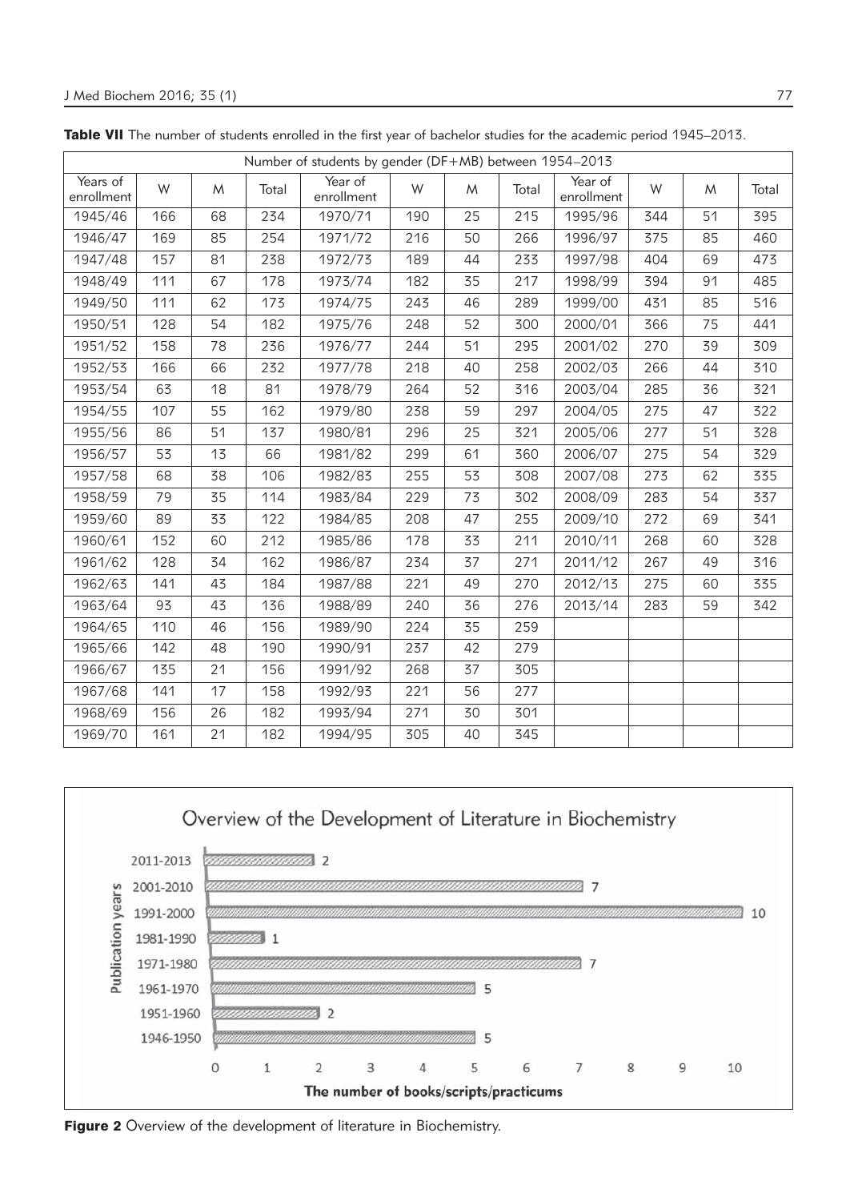**Table VII** The number of students enrolled in the first year of bachelor studies for the academic period 1945–2013.

| Number of students by gender (DF+MB) between 1954–2013 | | | | | | | | | | | |
|---|---|---|---|---|---|---|---|---|---|---|---|
| Years of enrollment | W | M | Total | Year of enrollment | W | M | Total | Year of enrollment | W | M | Total |
| 1945/46 | 166 | 68 | 234 | 1970/71 | 190 | 25 | 215 | 1995/96 | 344 | 51 | 395 |
| 1946/47 | 169 | 85 | 254 | 1971/72 | 216 | 50 | 266 | 1996/97 | 375 | 85 | 460 |
| 1947/48 | 157 | 81 | 238 | 1972/73 | 189 | 44 | 233 | 1997/98 | 404 | 69 | 473 |
| 1948/49 | 111 | 67 | 178 | 1973/74 | 182 | 35 | 217 | 1998/99 | 394 | 91 | 485 |
| 1949/50 | 111 | 62 | 173 | 1974/75 | 243 | 46 | 289 | 1999/00 | 431 | 85 | 516 |
| 1950/51 | 128 | 54 | 182 | 1975/76 | 248 | 52 | 300 | 2000/01 | 366 | 75 | 441 |
| 1951/52 | 158 | 78 | 236 | 1976/77 | 244 | 51 | 295 | 2001/02 | 270 | 39 | 309 |
| 1952/53 | 166 | 66 | 232 | 1977/78 | 218 | 40 | 258 | 2002/03 | 266 | 44 | 310 |
| 1953/54 | 63 | 18 | 81 | 1978/79 | 264 | 52 | 316 | 2003/04 | 285 | 36 | 321 |
| 1954/55 | 107 | 55 | 162 | 1979/80 | 238 | 59 | 297 | 2004/05 | 275 | 47 | 322 |
| 1955/56 | 86 | 51 | 137 | 1980/81 | 296 | 25 | 321 | 2005/06 | 277 | 51 | 328 |
| 1956/57 | 53 | 13 | 66 | 1981/82 | 299 | 61 | 360 | 2006/07 | 275 | 54 | 329 |
| 1957/58 | 68 | 38 | 106 | 1982/83 | 255 | 53 | 308 | 2007/08 | 273 | 62 | 335 |
| 1958/59 | 79 | 35 | 114 | 1983/84 | 229 | 73 | 302 | 2008/09 | 283 | 54 | 337 |
| 1959/60 | 89 | 33 | 122 | 1984/85 | 208 | 47 | 255 | 2009/10 | 272 | 69 | 341 |
| 1960/61 | 152 | 60 | 212 | 1985/86 | 178 | 33 | 211 | 2010/11 | 268 | 60 | 328 |
| 1961/62 | 128 | 34 | 162 | 1986/87 | 234 | 37 | 271 | 2011/12 | 267 | 49 | 316 |
| 1962/63 | 141 | 43 | 184 | 1987/88 | 221 | 49 | 270 | 2012/13 | 275 | 60 | 335 |
| 1963/64 | 93 | 43 | 136 | 1988/89 | 240 | 36 | 276 | 2013/14 | 283 | 59 | 342 |
| 1964/65 | 110 | 46 | 156 | 1989/90 | 224 | 35 | 259 | | | | |
| 1965/66 | 142 | 48 | 190 | 1990/91 | 237 | 42 | 279 | | | | |
| 1966/67 | 135 | 21 | 156 | 1991/92 | 268 | 37 | 305 | | | | |
| 1967/68 | 141 | 17 | 158 | 1992/93 | 221 | 56 | 277 | | | | |
| 1968/69 | 156 | 26 | 182 | 1993/94 | 271 | 30 | 301 | | | | |
| 1969/70 | 161 | 21 | 182 | 1994/95 | 305 | 40 | 345 | | | | |

**Overview of the Development of Literature in Biochemistry**

| Publication years | The number of books/scripts/practicums |
|---|---|
| 2011-2013 | 2 |
| 2001-2010 | 7 |
| 1991-2000 | 10 |
| 1981-1990 | 1 |
| 1971-1980 | 7 |
| 1961-1970 | 5 |
| 1951-1960 | 2 |
| 1946-1950 | 5 |

**Figure 2** Overview of the development of literature in Biochemistry.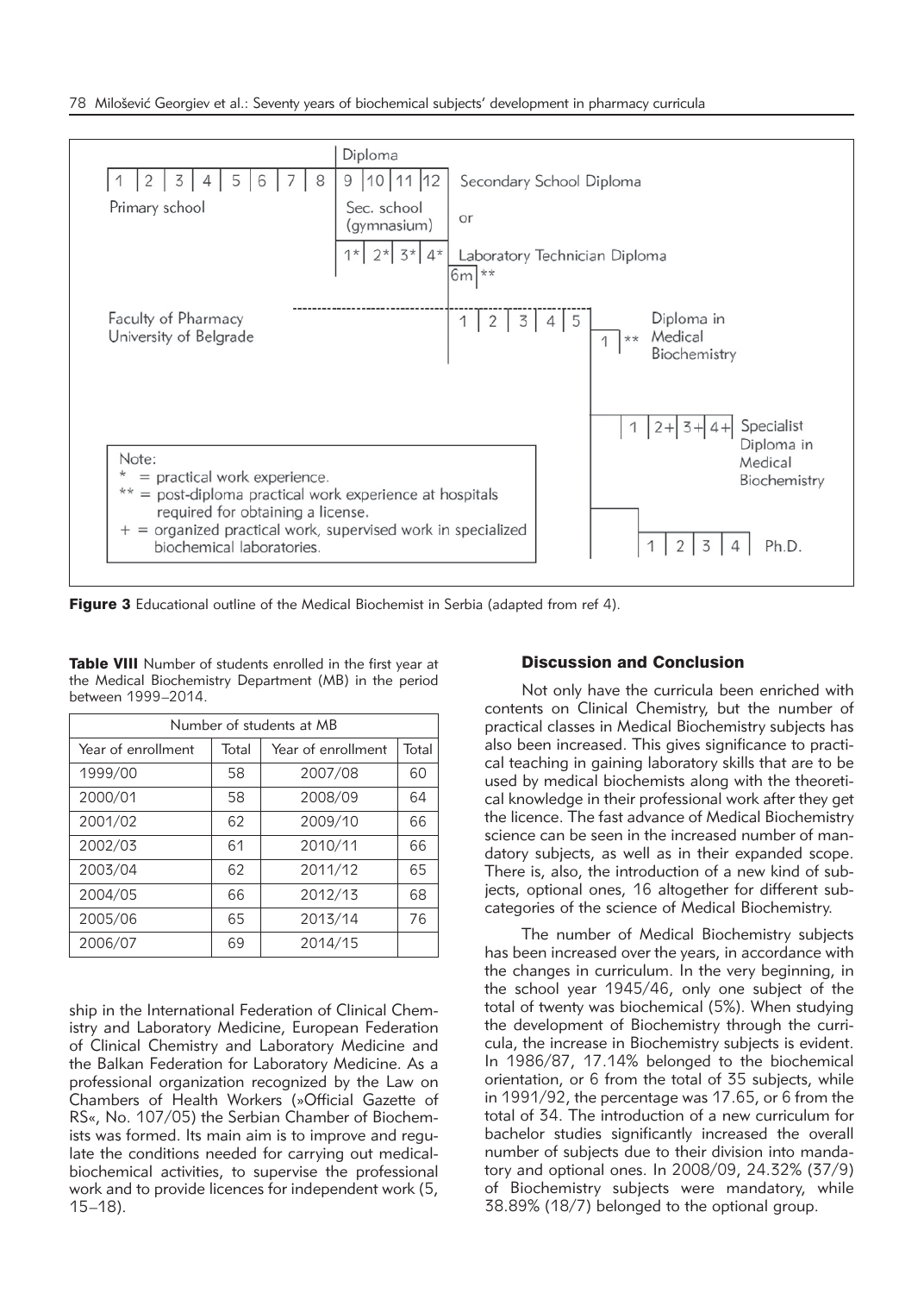Diploma

| 1 | 2 | 3 | 4 | 5 | 6 | 7 | 8 | 9 | 10 | 11 | 12 | Secondary School Diploma |

Primary school

Sec. school (gymnasium)

or

| 1* | 2* | 3* | 4* | Laboratory Technician Diploma |

6m **

Faculty of Pharmacy University of Belgrade

| 1 | 2 | 3 | 4 | 5 |

1 ** Diploma in Medical Biochemistry

| 1 | 2+ | 3+ | 4+ | Specialist Diploma in Medical Biochemistry

| 1 | 2 | 3 | 4 | Ph.D.

Note:
* = practical work experience.
** = post-diploma practical work experience at hospitals required for obtaining a license.
+ = organized practical work, supervised work in specialized biochemical laboratories.

**Figure 3** Educational outline of the Medical Biochemist in Serbia (adapted from ref 4).

**Table VIII** Number of students enrolled in the first year at the Medical Biochemistry Department (MB) in the period between 1999–2014.

| Number of students at MB | | | |
|---|---|---|---|
| Year of enrollment | Total | Year of enrollment | Total |
| 1999/00 | 58 | 2007/08 | 60 |
| 2000/01 | 58 | 2008/09 | 64 |
| 2001/02 | 62 | 2009/10 | 66 |
| 2002/03 | 61 | 2010/11 | 66 |
| 2003/04 | 62 | 2011/12 | 65 |
| 2004/05 | 66 | 2012/13 | 68 |
| 2005/06 | 65 | 2013/14 | 76 |
| 2006/07 | 69 | 2014/15 | |

ship in the International Federation of Clinical Chemistry and Laboratory Medicine, European Federation of Clinical Chemistry and Laboratory Medicine and the Balkan Federation for Laboratory Medicine. As a professional organization recognized by the Law on Chambers of Health Workers (»Official Gazette of RS«, No. 107/05) the Serbian Chamber of Biochemists was formed. Its main aim is to improve and regulate the conditions needed for carrying out medical-biochemical activities, to supervise the professional work and to provide licences for independent work (5, 15–18).

## Discussion and Conclusion

Not only have the curricula been enriched with contents on Clinical Chemistry, but the number of practical classes in Medical Biochemistry subjects has also been increased. This gives significance to practical teaching in gaining laboratory skills that are to be used by medical biochemists along with the theoretical knowledge in their professional work after they get the licence. The fast advance of Medical Biochemistry science can be seen in the increased number of mandatory subjects, as well as in their expanded scope. There is, also, the introduction of a new kind of subjects, optional ones, 16 altogether for different subcategories of the science of Medical Biochemistry.

The number of Medical Biochemistry subjects has been increased over the years, in accordance with the changes in curriculum. In the very beginning, in the school year 1945/46, only one subject of the total of twenty was biochemical (5%). When studying the development of Biochemistry through the curricula, the increase in Biochemistry subjects is evident. In 1986/87, 17.14% belonged to the biochemical orientation, or 6 from the total of 35 subjects, while in 1991/92, the percentage was 17.65, or 6 from the total of 34. The introduction of a new curriculum for bachelor studies significantly increased the overall number of subjects due to their division into mandatory and optional ones. In 2008/09, 24.32% (37/9) of Biochemistry subjects were mandatory, while 38.89% (18/7) belonged to the optional group.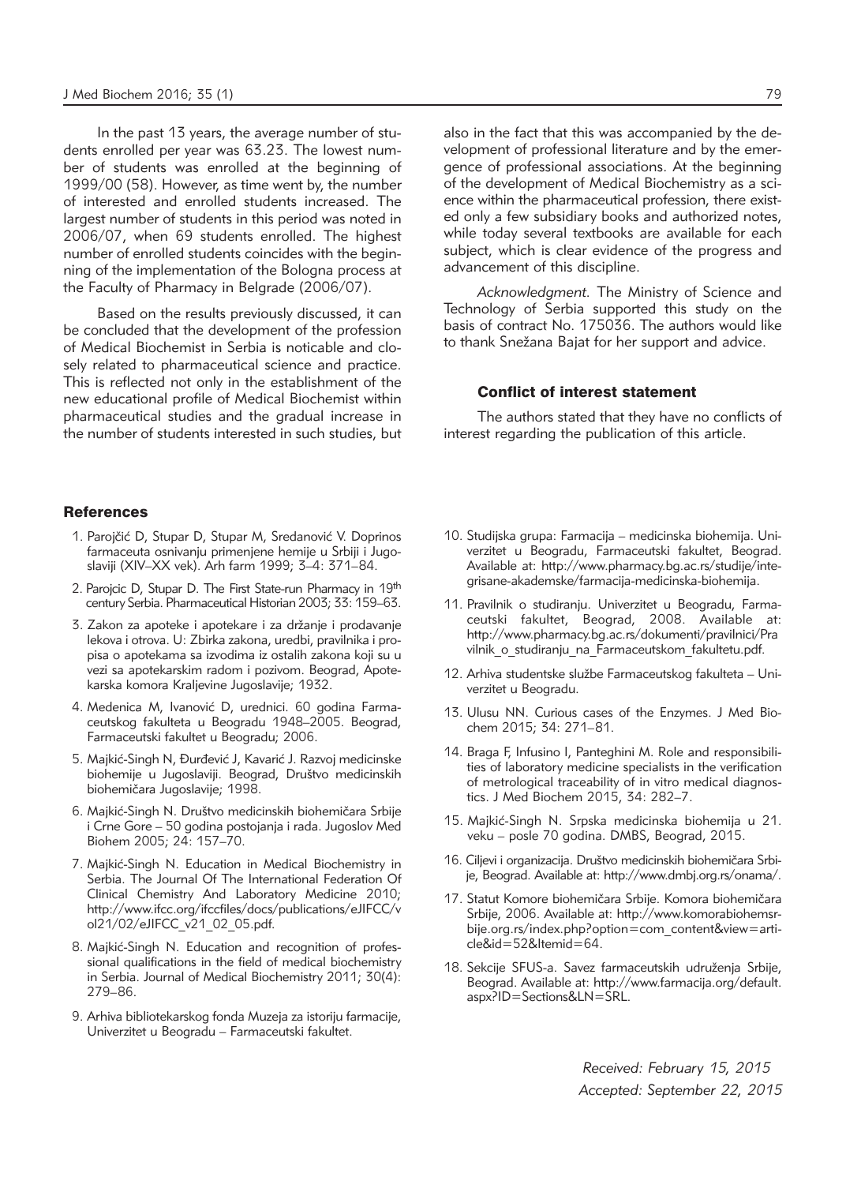In the past 13 years, the average number of students enrolled per year was 63.23. The lowest number of students was enrolled at the beginning of 1999/00 (58). However, as time went by, the number of interested and enrolled students increased. The largest number of students in this period was noted in 2006/07, when 69 students enrolled. The highest number of enrolled students coincides with the beginning of the implementation of the Bologna process at the Faculty of Pharmacy in Belgrade (2006/07).

Based on the results previously discussed, it can be concluded that the development of the profession of Medical Biochemist in Serbia is noticable and closely related to pharmaceutical science and practice. This is reflected not only in the establishment of the new educational profile of Medical Biochemist within pharmaceutical studies and the gradual increase in the number of students interested in such studies, but also in the fact that this was accompanied by the development of professional literature and by the emergence of professional associations. At the beginning of the development of Medical Biochemistry as a science within the pharmaceutical profession, there existed only a few subsidiary books and authorized notes, while today several textbooks are available for each subject, which is clear evidence of the progress and advancement of this discipline.

*Acknowledgment.* The Ministry of Science and Technology of Serbia supported this study on the basis of contract No. 175036. The authors would like to thank Snežana Bajat for her support and advice.

## Conflict of interest statement

The authors stated that they have no conflicts of interest regarding the publication of this article.

## References

1. Parojčić D, Stupar D, Stupar M, Sredanović V. Doprinos farmaceuta osnivanju primenjene hemije u Srbiji i Jugoslaviji (XIV–XX vek). Arh farm 1999; 3–4: 371–84.
2. Parojcic D, Stupar D. The First State-run Pharmacy in 19th century Serbia. Pharmaceutical Historian 2003; 33: 159–63.
3. Zakon za apoteke i apotekare i za držanje i prodavanje lekova i otrova. U: Zbirka zakona, uredbi, pravilnika i propisa o apotekama sa izvodima iz ostalih zakona koji su u vezi sa apotekarskim radom i pozivom. Beograd, Apotekarska komora Kraljevine Jugoslavije; 1932.
4. Medenica M, Ivanović D, urednici. 60 godina Farmaceutskog fakulteta u Beogradu 1948–2005. Beograd, Farmaceutski fakultet u Beogradu; 2006.
5. Majkić-Singh N, Đurđević J, Kavarić J. Razvoj medicinske biohemije u Jugoslaviji. Beograd, Društvo medicinskih biohemičara Jugoslavije; 1998.
6. Majkić-Singh N. Društvo medicinskih biohemičara Srbije i Crne Gore – 50 godina postojanja i rada. Jugoslov Med Biohem 2005; 24: 157–70.
7. Majkić-Singh N. Education in Medical Biochemistry in Serbia. The Journal Of The International Federation Of Clinical Chemistry And Laboratory Medicine 2010; http://www.ifcc.org/ifccfiles/docs/publications/eJIFCC/vol21/02/eJIFCC_v21_02_05.pdf.
8. Majkić-Singh N. Education and recognition of professional qualifications in the field of medical biochemistry in Serbia. Journal of Medical Biochemistry 2011; 30(4): 279–86.
9. Arhiva bibliotekarskog fonda Muzeja za istoriju farmacije, Univerzitet u Beogradu – Farmaceutski fakultet.
10. Studijska grupa: Farmacija – medicinska biohemija. Univerzitet u Beogradu, Farmaceutski fakultet, Beograd. Available at: http://www.pharmacy.bg.ac.rs/studije/integrisane-akademske/farmacija-medicinska-biohemija.
11. Pravilnik o studiranju. Univerzitet u Beogradu, Farmaceutski fakultet, Beograd, 2008. Available at: http://www.pharmacy.bg.ac.rs/dokumenti/pravilnici/Pravilnik_o_studiranju_na_Farmaceutskom_fakultetu.pdf.
12. Arhiva studentske službe Farmaceutskog fakulteta – Univerzitet u Beogradu.
13. Ulusu NN. Curious cases of the Enzymes. J Med Biochem 2015; 34: 271–81.
14. Braga F, Infusino I, Panteghini M. Role and responsibilities of laboratory medicine specialists in the verification of metrological traceability of in vitro medical diagnostics. J Med Biochem 2015, 34: 282–7.
15. Majkić-Singh N. Srpska medicinska biohemija u 21. veku – posle 70 godina. DMBS, Beograd, 2015.
16. Ciljevi i organizacija. Društvo medicinskih biohemičara Srbije, Beograd. Available at: http://www.dmbj.org.rs/onama/.
17. Statut Komore biohemičara Srbije. Komora biohemičara Srbije, 2006. Available at: http://www.komorabiohemsrbije.org.rs/index.php?option=com_content&view=article&id=52&Itemid=64.
18. Sekcije SFUS-a. Savez farmaceutskih udruženja Srbije, Beograd. Available at: http://www.farmacija.org/default.aspx?ID=Sections&LN=SRL.

*Received: February 15, 2015*
*Accepted: September 22, 2015*